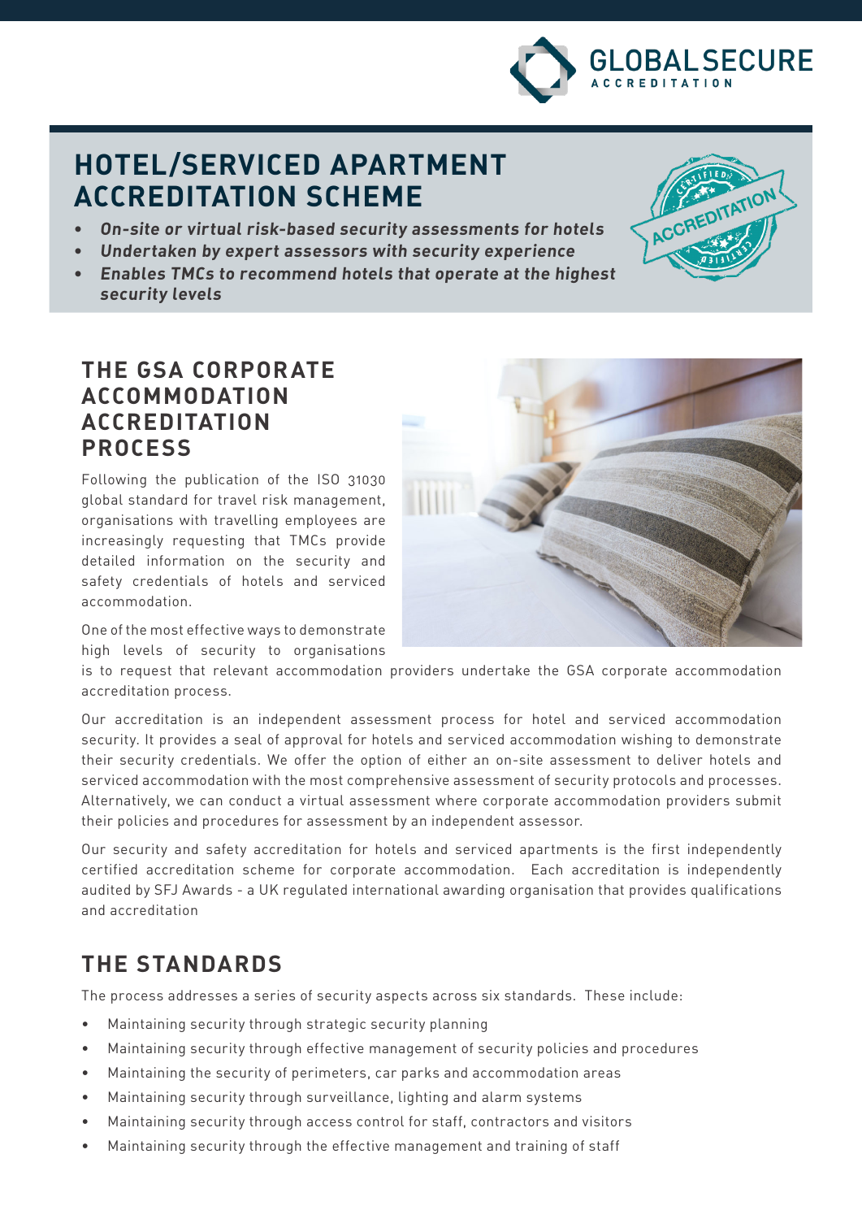GLOBAL SECURE ACCREDITATION

# HOTEL/SERVICED APARTMENT ACCREDITATION SCHEME

- ***On-site or virtual risk-based security assessments for hotels***
- ***Undertaken by expert assessors with security experience***
- ***Enables TMCs to recommend hotels that operate at the highest security levels***

## THE GSA CORPORATE ACCOMMODATION ACCREDITATION PROCESS

Following the publication of the ISO 31030 global standard for travel risk management, organisations with travelling employees are increasingly requesting that TMCs provide detailed information on the security and safety credentials of hotels and serviced accommodation.

One of the most effective ways to demonstrate high levels of security to organisations is to request that relevant accommodation providers undertake the GSA corporate accommodation accreditation process.

Our accreditation is an independent assessment process for hotel and serviced accommodation security. It provides a seal of approval for hotels and serviced accommodation wishing to demonstrate their security credentials. We offer the option of either an on-site assessment to deliver hotels and serviced accommodation with the most comprehensive assessment of security protocols and processes. Alternatively, we can conduct a virtual assessment where corporate accommodation providers submit their policies and procedures for assessment by an independent assessor.

Our security and safety accreditation for hotels and serviced apartments is the first independently certified accreditation scheme for corporate accommodation. Each accreditation is independently audited by SFJ Awards - a UK regulated international awarding organisation that provides qualifications and accreditation

## THE STANDARDS

The process addresses a series of security aspects across six standards. These include:

- Maintaining security through strategic security planning
- Maintaining security through effective management of security policies and procedures
- Maintaining the security of perimeters, car parks and accommodation areas
- Maintaining security through surveillance, lighting and alarm systems
- Maintaining security through access control for staff, contractors and visitors
- Maintaining security through the effective management and training of staff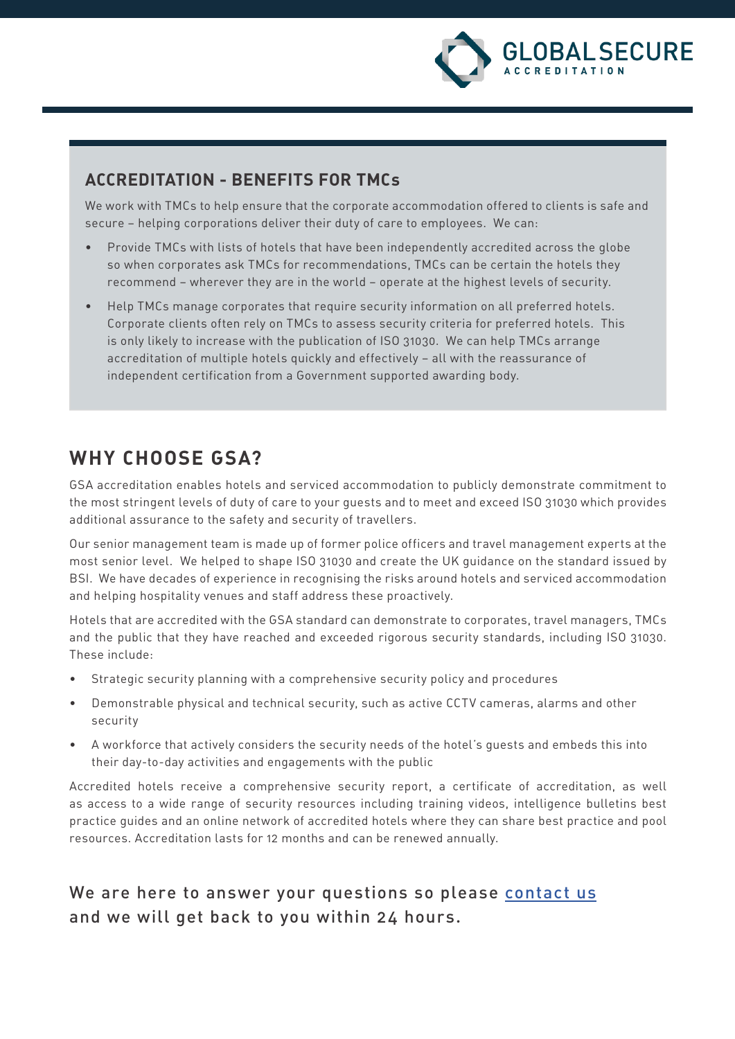## ACCREDITATION - BENEFITS FOR TMCs

We work with TMCs to help ensure that the corporate accommodation offered to clients is safe and secure – helping corporations deliver their duty of care to employees. We can:

- Provide TMCs with lists of hotels that have been independently accredited across the globe so when corporates ask TMCs for recommendations, TMCs can be certain the hotels they recommend – wherever they are in the world – operate at the highest levels of security.
- Help TMCs manage corporates that require security information on all preferred hotels. Corporate clients often rely on TMCs to assess security criteria for preferred hotels. This is only likely to increase with the publication of ISO 31030. We can help TMCs arrange accreditation of multiple hotels quickly and effectively – all with the reassurance of independent certification from a Government supported awarding body.

## WHY CHOOSE GSA?

GSA accreditation enables hotels and serviced accommodation to publicly demonstrate commitment to the most stringent levels of duty of care to your guests and to meet and exceed ISO 31030 which provides additional assurance to the safety and security of travellers.

Our senior management team is made up of former police officers and travel management experts at the most senior level. We helped to shape ISO 31030 and create the UK guidance on the standard issued by BSI. We have decades of experience in recognising the risks around hotels and serviced accommodation and helping hospitality venues and staff address these proactively.

Hotels that are accredited with the GSA standard can demonstrate to corporates, travel managers, TMCs and the public that they have reached and exceeded rigorous security standards, including ISO 31030. These include:

- Strategic security planning with a comprehensive security policy and procedures
- Demonstrable physical and technical security, such as active CCTV cameras, alarms and other security
- A workforce that actively considers the security needs of the hotel's guests and embeds this into their day-to-day activities and engagements with the public

Accredited hotels receive a comprehensive security report, a certificate of accreditation, as well as access to a wide range of security resources including training videos, intelligence bulletins best practice guides and an online network of accredited hotels where they can share best practice and pool resources. Accreditation lasts for 12 months and can be renewed annually.

We are here to answer your questions so please contact us and we will get back to you within 24 hours.